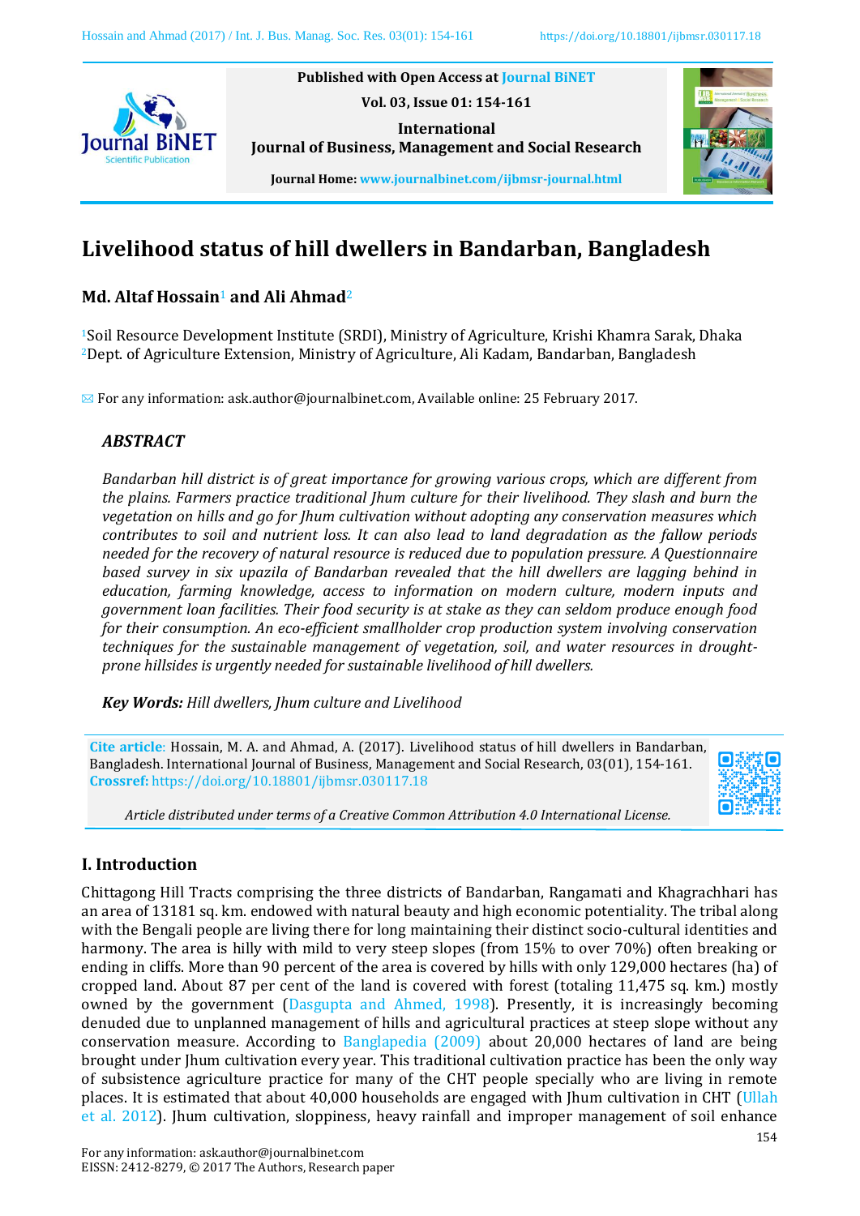Published with Open Access at Journal BiNET

International Journal of Business, Management and Social Research

Journal Home: www.journalbinet.com/ijbmsr-journal.html

# Livelihood status of hill dwellers in Bandarban, Bangladesh

**Md. Altaf Hossain[1] and Ali Ahmad[2]**

[1]Soil Resource Development Institute (SRDI), Ministry of Agriculture, Krishi Khamra Sarak, Dhaka
[2]Dept. of Agriculture Extension, Ministry of Agriculture, Ali Kadam, Bandarban, Bangladesh

✉ For any information: ask.author@journalbinet.com, Available online: 25 February 2017.

## ABSTRACT

*Bandarban hill district is of great importance for growing various crops, which are different from the plains. Farmers practice traditional Jhum culture for their livelihood. They slash and burn the vegetation on hills and go for Jhum cultivation without adopting any conservation measures which contributes to soil and nutrient loss. It can also lead to land degradation as the fallow periods needed for the recovery of natural resource is reduced due to population pressure. A Questionnaire based survey in six upazila of Bandarban revealed that the hill dwellers are lagging behind in education, farming knowledge, access to information on modern culture, modern inputs and government loan facilities. Their food security is at stake as they can seldom produce enough food for their consumption. An eco-efficient smallholder crop production system involving conservation techniques for the sustainable management of vegetation, soil, and water resources in drought-prone hillsides is urgently needed for sustainable livelihood of hill dwellers.*

***Key Words:*** *Hill dwellers, Jhum culture and Livelihood*

**Cite article**: Hossain, M. A. and Ahmad, A. (2017). Livelihood status of hill dwellers in Bandarban, Bangladesh. International Journal of Business, Management and Social Research, 03(01), 154-161.
**Crossref:** https://doi.org/10.18801/ijbmsr.030117.18

*Article distributed under terms of a Creative Common Attribution 4.0 International License.*

## I. Introduction

Chittagong Hill Tracts comprising the three districts of Bandarban, Rangamati and Khagrachhari has an area of 13181 sq. km. endowed with natural beauty and high economic potentiality. The tribal along with the Bengali people are living there for long maintaining their distinct socio-cultural identities and harmony. The area is hilly with mild to very steep slopes (from 15% to over 70%) often breaking or ending in cliffs. More than 90 percent of the area is covered by hills with only 129,000 hectares (ha) of cropped land. About 87 per cent of the land is covered with forest (totaling 11,475 sq. km.) mostly owned by the government (Dasgupta and Ahmed, 1998). Presently, it is increasingly becoming denuded due to unplanned management of hills and agricultural practices at steep slope without any conservation measure. According to Banglapedia (2009) about 20,000 hectares of land are being brought under Jhum cultivation every year. This traditional cultivation practice has been the only way of subsistence agriculture practice for many of the CHT people specially who are living in remote places. It is estimated that about 40,000 households are engaged with Jhum cultivation in CHT (Ullah et al. 2012). Jhum cultivation, sloppiness, heavy rainfall and improper management of soil enhance

For any information: ask.author@journalbinet.com
EISSN: 2412-8279, © 2017 The Authors, Research paper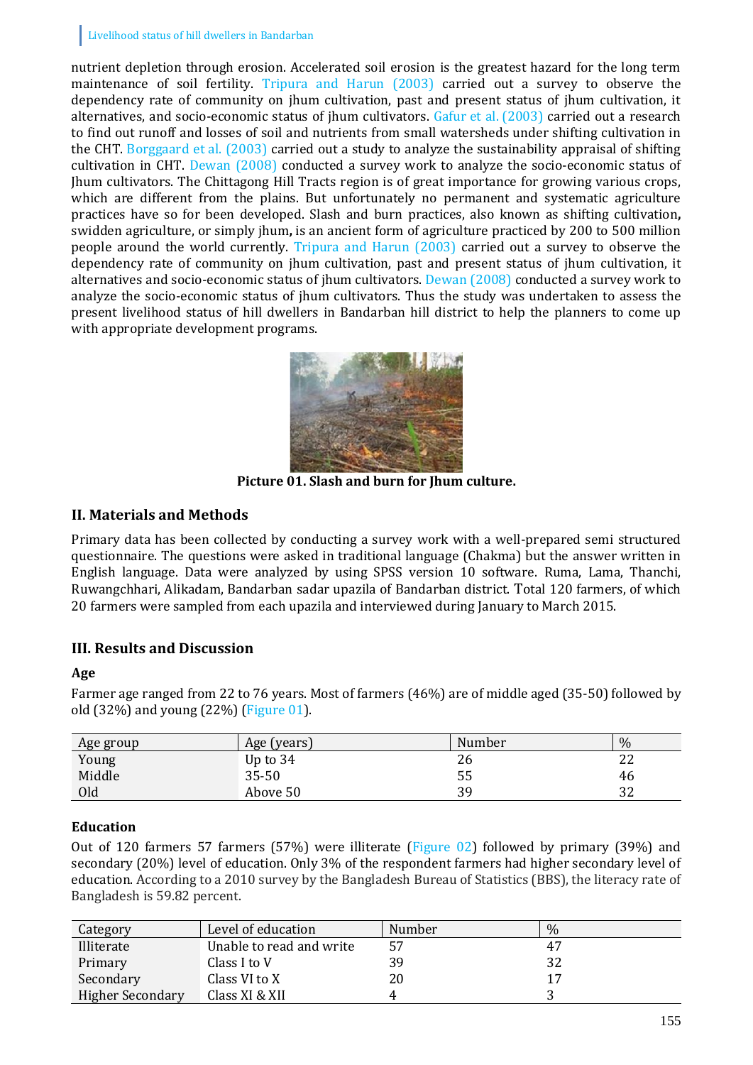nutrient depletion through erosion. Accelerated soil erosion is the greatest hazard for the long term maintenance of soil fertility. Tripura and Harun (2003) carried out a survey to observe the dependency rate of community on jhum cultivation, past and present status of jhum cultivation, it alternatives, and socio-economic status of jhum cultivators. Gafur et al. (2003) carried out a research to find out runoff and losses of soil and nutrients from small watersheds under shifting cultivation in the CHT. Borggaard et al. (2003) carried out a study to analyze the sustainability appraisal of shifting cultivation in CHT. Dewan (2008) conducted a survey work to analyze the socio-economic status of Jhum cultivators. The Chittagong Hill Tracts region is of great importance for growing various crops, which are different from the plains. But unfortunately no permanent and systematic agriculture practices have so for been developed. Slash and burn practices, also known as shifting cultivation**,** swidden agriculture, or simply jhum**,** is an ancient form of agriculture practiced by 200 to 500 million people around the world currently. Tripura and Harun (2003) carried out a survey to observe the dependency rate of community on jhum cultivation, past and present status of jhum cultivation, it alternatives and socio-economic status of jhum cultivators. Dewan (2008) conducted a survey work to analyze the socio-economic status of jhum cultivators. Thus the study was undertaken to assess the present livelihood status of hill dwellers in Bandarban hill district to help the planners to come up with appropriate development programs.

**Picture 01. Slash and burn for Jhum culture.**

## II. Materials and Methods

Primary data has been collected by conducting a survey work with a well-prepared semi structured questionnaire. The questions were asked in traditional language (Chakma) but the answer written in English language. Data were analyzed by using SPSS version 10 software. Ruma, Lama, Thanchi, Ruwangchhari, Alikadam, Bandarban sadar upazila of Bandarban district. Total 120 farmers, of which 20 farmers were sampled from each upazila and interviewed during January to March 2015.

## III. Results and Discussion

### Age

Farmer age ranged from 22 to 76 years. Most of farmers (46%) are of middle aged (35-50) followed by old (32%) and young (22%) (Figure 01).

| Age group | Age (years) | Number | % |
|---|---|---|---|
| Young | Up to 34 | 26 | 22 |
| Middle | 35-50 | 55 | 46 |
| Old | Above 50 | 39 | 32 |

### Education

Out of 120 farmers 57 farmers (57%) were illiterate (Figure 02) followed by primary (39%) and secondary (20%) level of education. Only 3% of the respondent farmers had higher secondary level of education. According to a 2010 survey by the Bangladesh Bureau of Statistics (BBS), the literacy rate of Bangladesh is 59.82 percent.

| Category | Level of education | Number | % |
|---|---|---|---|
| Illiterate | Unable to read and write | 57 | 47 |
| Primary | Class I to V | 39 | 32 |
| Secondary | Class VI to X | 20 | 17 |
| Higher Secondary | Class XI & XII | 4 | 3 |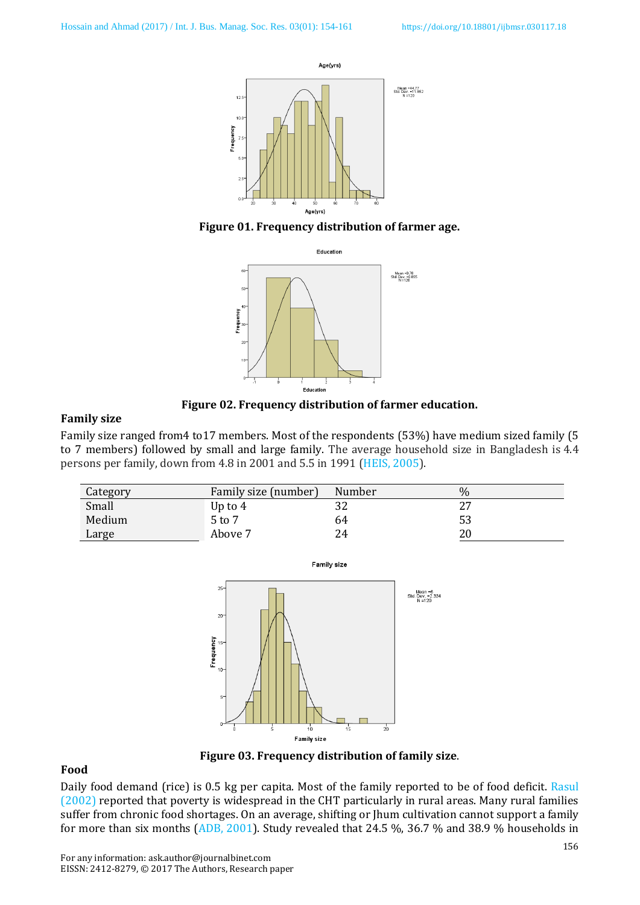Figure 01. Frequency distribution of farmer age.

Figure 02. Frequency distribution of farmer education.

## Family size

Family size ranged from4 to17 members. Most of the respondents (53%) have medium sized family (5 to 7 members) followed by small and large family. The average household size in Bangladesh is 4.4 persons per family, down from 4.8 in 2001 and 5.5 in 1991 (HEIS, 2005).

| Category | Family size (number) | Number | % |
|---|---|---|---|
| Small | Up to 4 | 32 | 27 |
| Medium | 5 to 7 | 64 | 53 |
| Large | Above 7 | 24 | 20 |

Figure 03. Frequency distribution of family size.

## Food

Daily food demand (rice) is 0.5 kg per capita. Most of the family reported to be of food deficit. Rasul (2002) reported that poverty is widespread in the CHT particularly in rural areas. Many rural families suffer from chronic food shortages. On an average, shifting or Jhum cultivation cannot support a family for more than six months (ADB, 2001). Study revealed that 24.5 %, 36.7 % and 38.9 % households in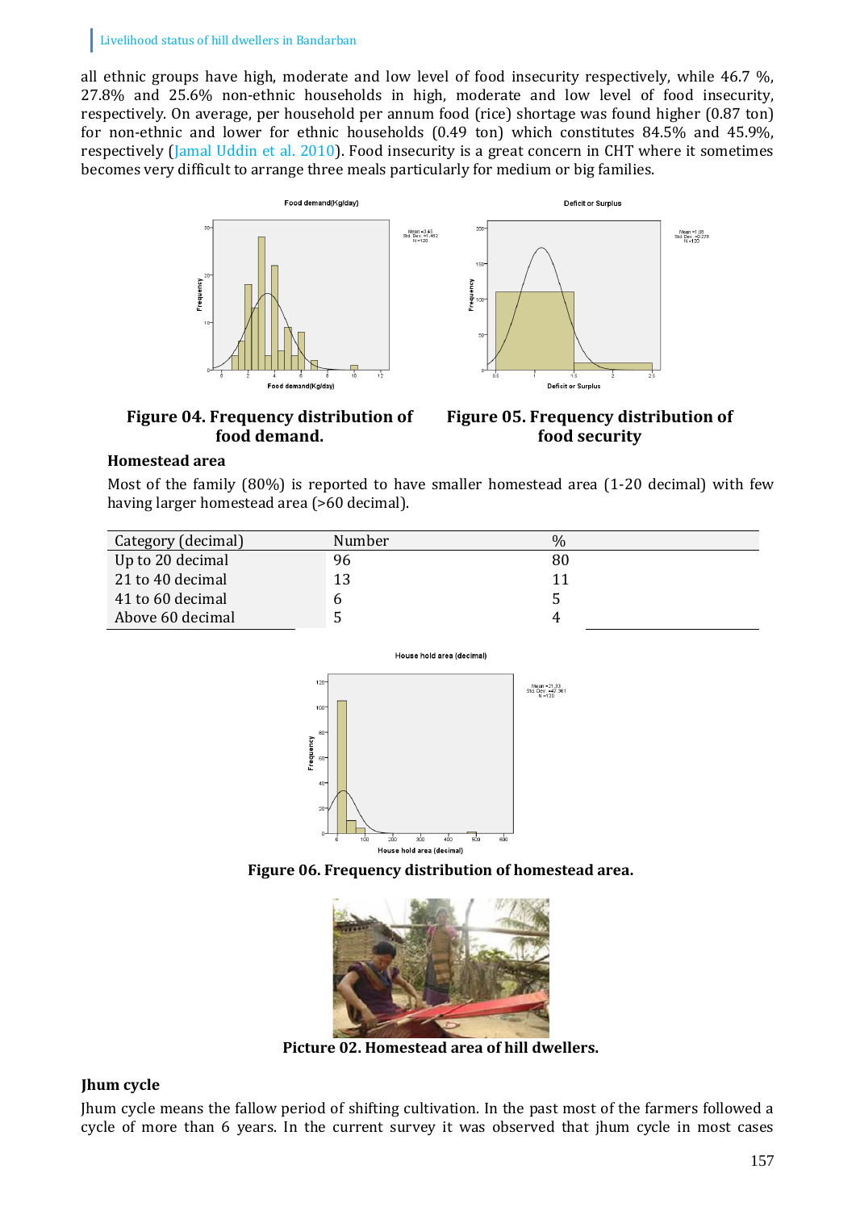all ethnic groups have high, moderate and low level of food insecurity respectively, while 46.7 %, 27.8% and 25.6% non-ethnic households in high, moderate and low level of food insecurity, respectively. On average, per household per annum food (rice) shortage was found higher (0.87 ton) for non-ethnic and lower for ethnic households (0.49 ton) which constitutes 84.5% and 45.9%, respectively (Jamal Uddin et al. 2010). Food insecurity is a great concern in CHT where it sometimes becomes very difficult to arrange three meals particularly for medium or big families.

**Figure 04. Frequency distribution of food demand.**

**Figure 05. Frequency distribution of food security**

### Homestead area

Most of the family (80%) is reported to have smaller homestead area (1-20 decimal) with few having larger homestead area (>60 decimal).

| Category (decimal) | Number | % |
|---|---|---|
| Up to 20 decimal | 96 | 80 |
| 21 to 40 decimal | 13 | 11 |
| 41 to 60 decimal | 6 | 5 |
| Above 60 decimal | 5 | 4 |

**Figure 06. Frequency distribution of homestead area.**

**Picture 02. Homestead area of hill dwellers.**

### Jhum cycle

Jhum cycle means the fallow period of shifting cultivation. In the past most of the farmers followed a cycle of more than 6 years. In the current survey it was observed that jhum cycle in most cases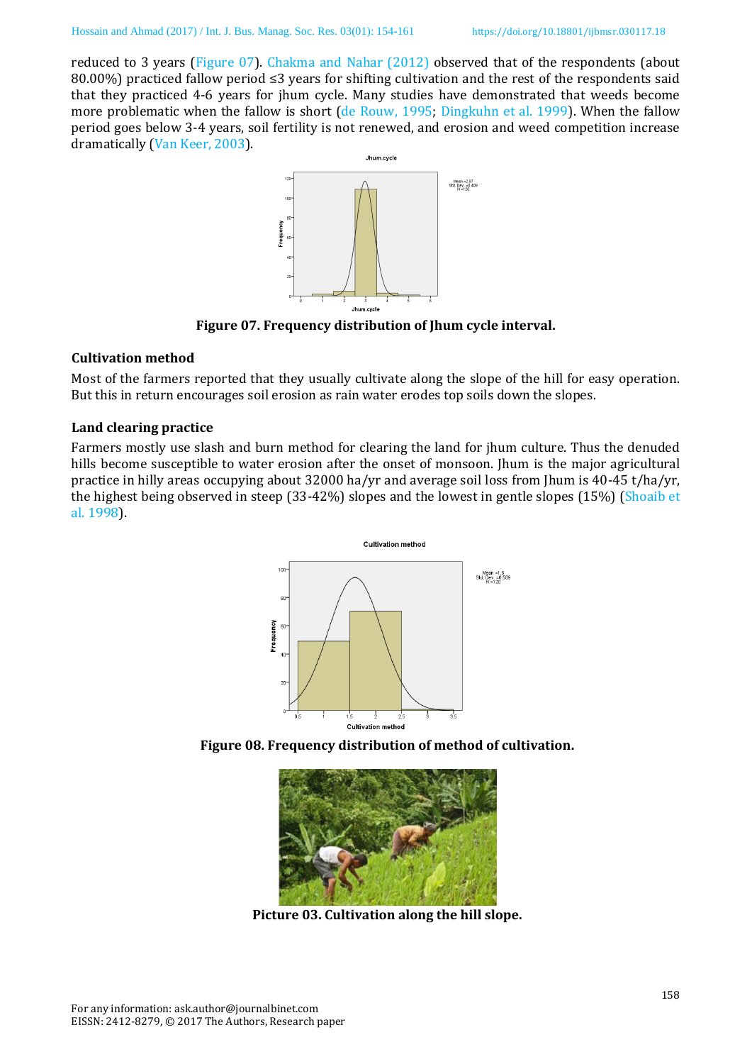reduced to 3 years (Figure 07). Chakma and Nahar (2012) observed that of the respondents (about 80.00%) practiced fallow period ≤3 years for shifting cultivation and the rest of the respondents said that they practiced 4-6 years for jhum cycle. Many studies have demonstrated that weeds become more problematic when the fallow is short (de Rouw, 1995; Dingkuhn et al. 1999). When the fallow period goes below 3-4 years, soil fertility is not renewed, and erosion and weed competition increase dramatically (Van Keer, 2003).

**Figure 07. Frequency distribution of Jhum cycle interval.**

### Cultivation method

Most of the farmers reported that they usually cultivate along the slope of the hill for easy operation. But this in return encourages soil erosion as rain water erodes top soils down the slopes.

### Land clearing practice

Farmers mostly use slash and burn method for clearing the land for jhum culture. Thus the denuded hills become susceptible to water erosion after the onset of monsoon. Jhum is the major agricultural practice in hilly areas occupying about 32000 ha/yr and average soil loss from Jhum is 40-45 t/ha/yr, the highest being observed in steep (33-42%) slopes and the lowest in gentle slopes (15%) (Shoaib et al. 1998).

**Figure 08. Frequency distribution of method of cultivation.**

**Picture 03. Cultivation along the hill slope.**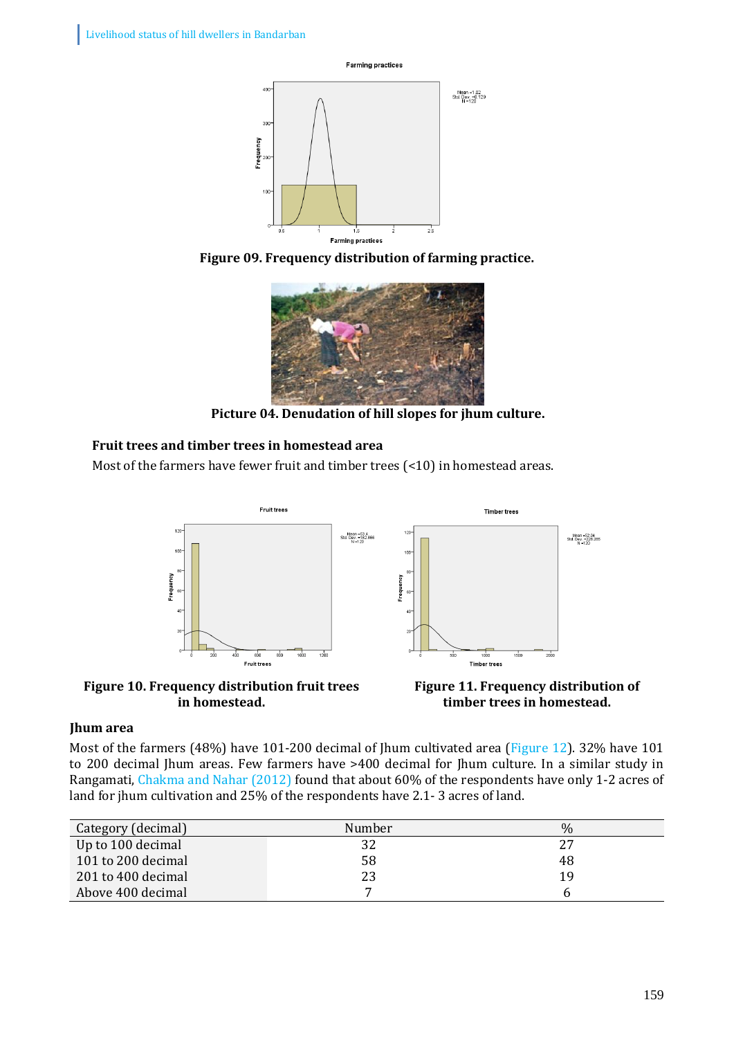Figure 09. Frequency distribution of farming practice.

Picture 04. Denudation of hill slopes for jhum culture.

### Fruit trees and timber trees in homestead area

Most of the farmers have fewer fruit and timber trees (<10) in homestead areas.

Figure 10. Frequency distribution fruit trees in homestead.

Figure 11. Frequency distribution of timber trees in homestead.

### Jhum area

Most of the farmers (48%) have 101-200 decimal of Jhum cultivated area (Figure 12). 32% have 101 to 200 decimal Jhum areas. Few farmers have >400 decimal for Jhum culture. In a similar study in Rangamati, Chakma and Nahar (2012) found that about 60% of the respondents have only 1-2 acres of land for jhum cultivation and 25% of the respondents have 2.1- 3 acres of land.

| Category (decimal) | Number | % |
|---|---|---|
| Up to 100 decimal | 32 | 27 |
| 101 to 200 decimal | 58 | 48 |
| 201 to 400 decimal | 23 | 19 |
| Above 400 decimal | 7 | 6 |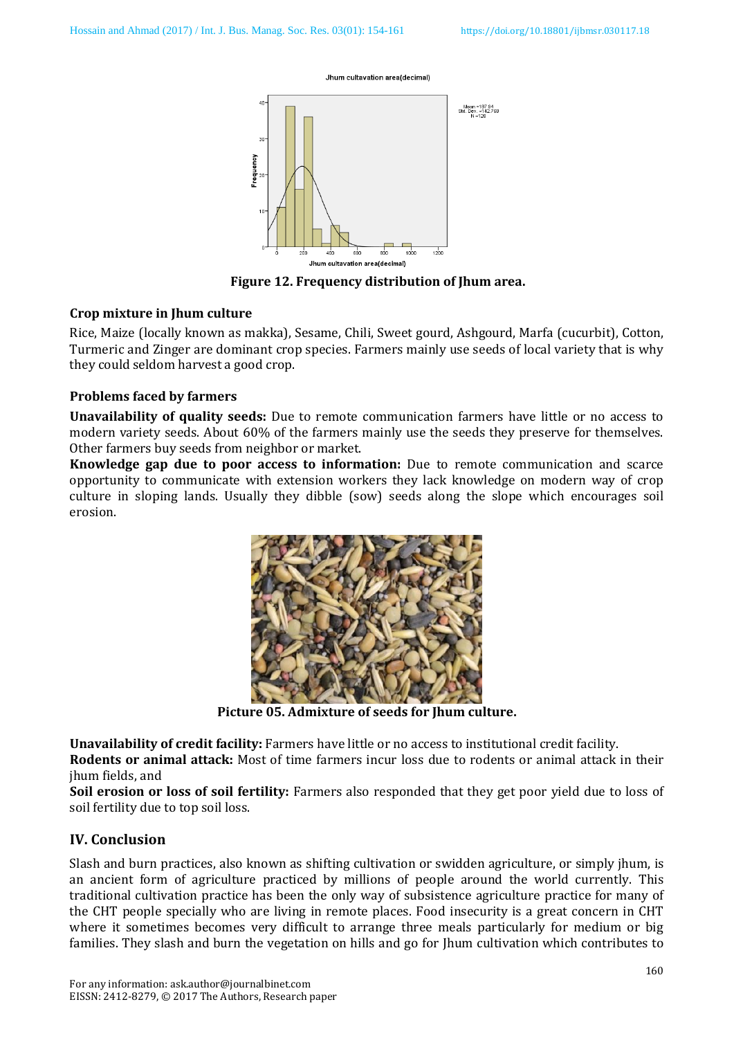Figure 12. Frequency distribution of Jhum area.

**Crop mixture in Jhum culture**

Rice, Maize (locally known as makka), Sesame, Chili, Sweet gourd, Ashgourd, Marfa (cucurbit), Cotton, Turmeric and Zinger are dominant crop species. Farmers mainly use seeds of local variety that is why they could seldom harvest a good crop.

**Problems faced by farmers**

**Unavailability of quality seeds:** Due to remote communication farmers have little or no access to modern variety seeds. About 60% of the farmers mainly use the seeds they preserve for themselves. Other farmers buy seeds from neighbor or market.

**Knowledge gap due to poor access to information:** Due to remote communication and scarce opportunity to communicate with extension workers they lack knowledge on modern way of crop culture in sloping lands. Usually they dibble (sow) seeds along the slope which encourages soil erosion.

Picture 05. Admixture of seeds for Jhum culture.

**Unavailability of credit facility:** Farmers have little or no access to institutional credit facility.

**Rodents or animal attack:** Most of time farmers incur loss due to rodents or animal attack in their jhum fields, and

**Soil erosion or loss of soil fertility:** Farmers also responded that they get poor yield due to loss of soil fertility due to top soil loss.

## IV. Conclusion

Slash and burn practices, also known as shifting cultivation or swidden agriculture, or simply jhum, is an ancient form of agriculture practiced by millions of people around the world currently. This traditional cultivation practice has been the only way of subsistence agriculture practice for many of the CHT people specially who are living in remote places. Food insecurity is a great concern in CHT where it sometimes becomes very difficult to arrange three meals particularly for medium or big families. They slash and burn the vegetation on hills and go for Jhum cultivation which contributes to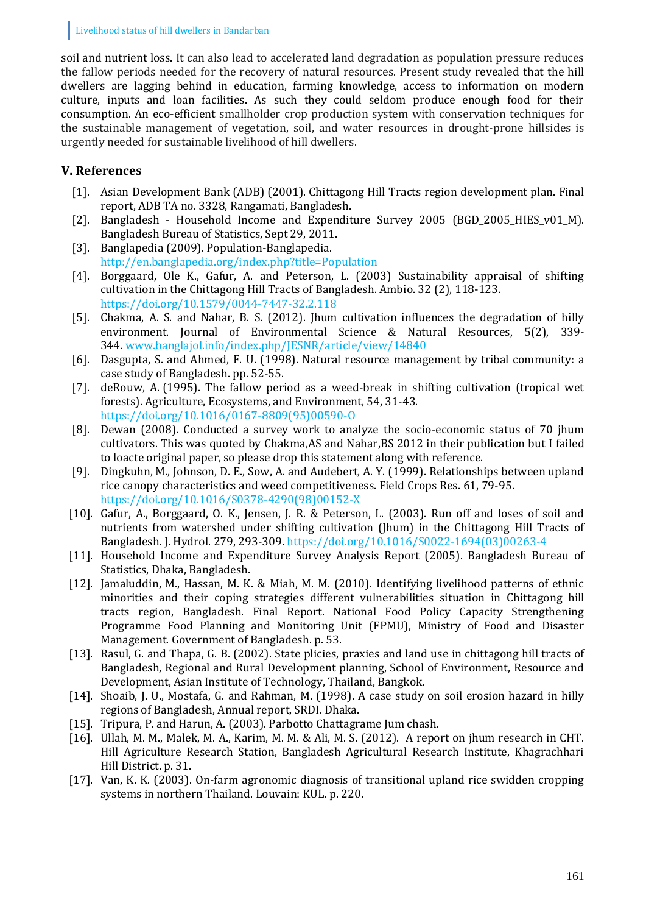soil and nutrient loss. It can also lead to accelerated land degradation as population pressure reduces the fallow periods needed for the recovery of natural resources. Present study revealed that the hill dwellers are lagging behind in education, farming knowledge, access to information on modern culture, inputs and loan facilities. As such they could seldom produce enough food for their consumption. An eco-efficient smallholder crop production system with conservation techniques for the sustainable management of vegetation, soil, and water resources in drought-prone hillsides is urgently needed for sustainable livelihood of hill dwellers.

## V. References

[1]. Asian Development Bank (ADB) (2001). Chittagong Hill Tracts region development plan. Final report, ADB TA no. 3328, Rangamati, Bangladesh.

[2]. Bangladesh - Household Income and Expenditure Survey 2005 (BGD_2005_HIES_v01_M). Bangladesh Bureau of Statistics, Sept 29, 2011.

[3]. Banglapedia (2009). Population-Banglapedia. http://en.banglapedia.org/index.php?title=Population

[4]. Borggaard, Ole K., Gafur, A. and Peterson, L. (2003) Sustainability appraisal of shifting cultivation in the Chittagong Hill Tracts of Bangladesh. Ambio. 32 (2), 118-123. https://doi.org/10.1579/0044-7447-32.2.118

[5]. Chakma, A. S. and Nahar, B. S. (2012). Jhum cultivation influences the degradation of hilly environment. Journal of Environmental Science & Natural Resources, 5(2), 339-344. www.banglajol.info/index.php/JESNR/article/view/14840

[6]. Dasgupta, S. and Ahmed, F. U. (1998). Natural resource management by tribal community: a case study of Bangladesh. pp. 52-55.

[7]. deRouw, A. (1995). The fallow period as a weed-break in shifting cultivation (tropical wet forests). Agriculture, Ecosystems, and Environment, 54, 31-43. https://doi.org/10.1016/0167-8809(95)00590-O

[8]. Dewan (2008). Conducted a survey work to analyze the socio-economic status of 70 jhum cultivators. This was quoted by Chakma,AS and Nahar,BS 2012 in their publication but I failed to loacte original paper, so please drop this statement along with reference.

[9]. Dingkuhn, M., Johnson, D. E., Sow, A. and Audebert, A. Y. (1999). Relationships between upland rice canopy characteristics and weed competitiveness. Field Crops Res. 61, 79-95. https://doi.org/10.1016/S0378-4290(98)00152-X

[10]. Gafur, A., Borggaard, O. K., Jensen, J. R. & Peterson, L. (2003). Run off and loses of soil and nutrients from watershed under shifting cultivation (Jhum) in the Chittagong Hill Tracts of Bangladesh. J. Hydrol. 279, 293-309. https://doi.org/10.1016/S0022-1694(03)00263-4

[11]. Household Income and Expenditure Survey Analysis Report (2005). Bangladesh Bureau of Statistics, Dhaka, Bangladesh.

[12]. Jamaluddin, M., Hassan, M. K. & Miah, M. M. (2010). Identifying livelihood patterns of ethnic minorities and their coping strategies different vulnerabilities situation in Chittagong hill tracts region, Bangladesh. Final Report. National Food Policy Capacity Strengthening Programme Food Planning and Monitoring Unit (FPMU), Ministry of Food and Disaster Management. Government of Bangladesh. p. 53.

[13]. Rasul, G. and Thapa, G. B. (2002). State plicies, praxies and land use in chittagong hill tracts of Bangladesh, Regional and Rural Development planning, School of Environment, Resource and Development, Asian Institute of Technology, Thailand, Bangkok.

[14]. Shoaib, J. U., Mostafa, G. and Rahman, M. (1998). A case study on soil erosion hazard in hilly regions of Bangladesh, Annual report, SRDI. Dhaka.

[15]. Tripura, P. and Harun, A. (2003). Parbotto Chattagrame Jum chash.

[16]. Ullah, M. M., Malek, M. A., Karim, M. M. & Ali, M. S. (2012). A report on jhum research in CHT. Hill Agriculture Research Station, Bangladesh Agricultural Research Institute, Khagrachhari Hill District. p. 31.

[17]. Van, K. K. (2003). On-farm agronomic diagnosis of transitional upland rice swidden cropping systems in northern Thailand. Louvain: KUL. p. 220.